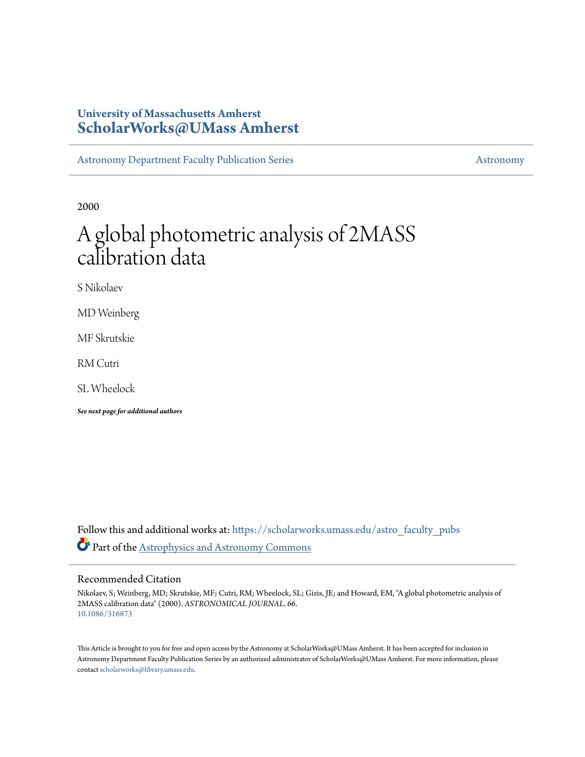University of Massachusetts Amherst

# ScholarWorks@UMass Amherst

Astronomy Department Faculty Publication Series | Astronomy

2000

# A global photometric analysis of 2MASS calibration data

S Nikolaev

MD Weinberg

MF Skrutskie

RM Cutri

SL Wheelock

***See next page for additional authors***

Follow this and additional works at: https://scholarworks.umass.edu/astro_faculty_pubs

Part of the Astrophysics and Astronomy Commons

## Recommended Citation

Nikolaev, S; Weinberg, MD; Skrutskie, MF; Cutri, RM; Wheelock, SL; Gizis, JE; and Howard, EM, "A global photometric analysis of 2MASS calibration data" (2000). *ASTRONOMICAL JOURNAL*. 66.
10.1086/316873

This Article is brought to you for free and open access by the Astronomy at ScholarWorks@UMass Amherst. It has been accepted for inclusion in Astronomy Department Faculty Publication Series by an authorized administrator of ScholarWorks@UMass Amherst. For more information, please contact scholarworks@library.umass.edu.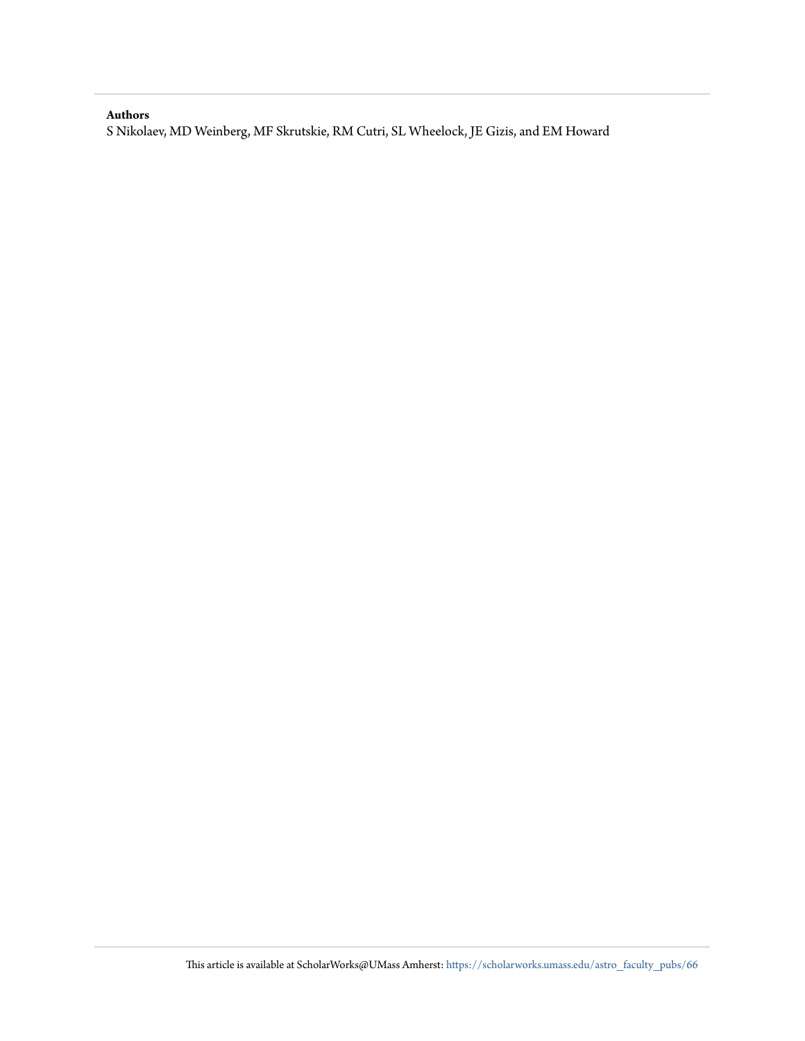**Authors**

S Nikolaev, MD Weinberg, MF Skrutskie, RM Cutri, SL Wheelock, JE Gizis, and EM Howard

This article is available at ScholarWorks@UMass Amherst: https://scholarworks.umass.edu/astro_faculty_pubs/66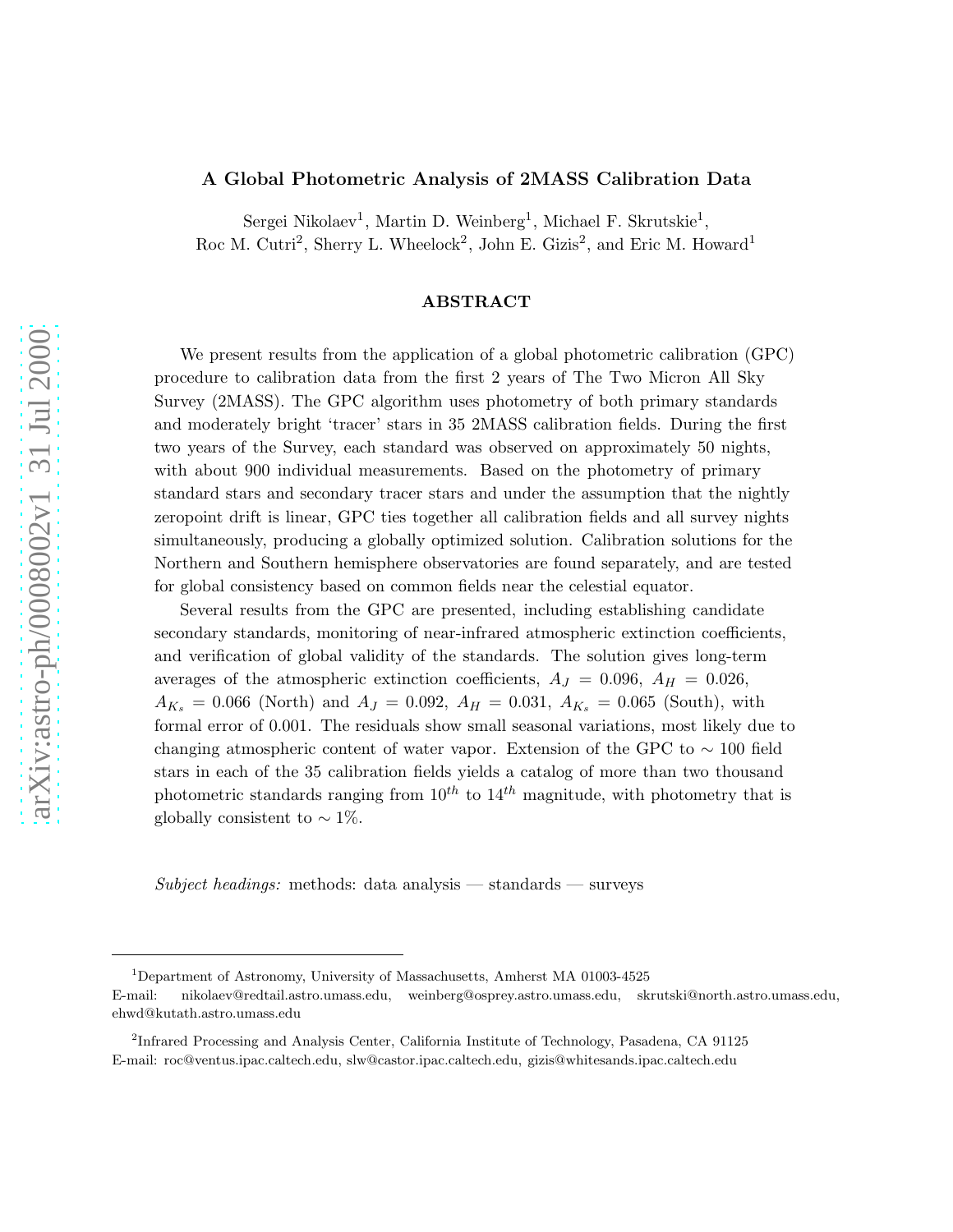# A Global Photometric Analysis of 2MASS Calibration Data

Sergei Nikolaev[1], Martin D. Weinberg[1], Michael F. Skrutskie[1], Roc M. Cutri[2], Sherry L. Wheelock[2], John E. Gizis[2], and Eric M. Howard[1]

## ABSTRACT

We present results from the application of a global photometric calibration (GPC) procedure to calibration data from the first 2 years of The Two Micron All Sky Survey (2MASS). The GPC algorithm uses photometry of both primary standards and moderately bright 'tracer' stars in 35 2MASS calibration fields. During the first two years of the Survey, each standard was observed on approximately 50 nights, with about 900 individual measurements. Based on the photometry of primary standard stars and secondary tracer stars and under the assumption that the nightly zeropoint drift is linear, GPC ties together all calibration fields and all survey nights simultaneously, producing a globally optimized solution. Calibration solutions for the Northern and Southern hemisphere observatories are found separately, and are tested for global consistency based on common fields near the celestial equator.

Several results from the GPC are presented, including establishing candidate secondary standards, monitoring of near-infrared atmospheric extinction coefficients, and verification of global validity of the standards. The solution gives long-term averages of the atmospheric extinction coefficients, $A_J = 0.096$, $A_H = 0.026$, $A_{K_s} = 0.066$ (North) and $A_J = 0.092$, $A_H = 0.031$, $A_{K_s} = 0.065$ (South), with formal error of 0.001. The residuals show small seasonal variations, most likely due to changing atmospheric content of water vapor. Extension of the GPC to $\sim 100$ field stars in each of the 35 calibration fields yields a catalog of more than two thousand photometric standards ranging from $10^{th}$ to $14^{th}$ magnitude, with photometry that is globally consistent to $\sim 1\%$.

*Subject headings:* methods: data analysis — standards — surveys

---

[1]Department of Astronomy, University of Massachusetts, Amherst MA 01003-4525
E-mail: nikolaev@redtail.astro.umass.edu, weinberg@osprey.astro.umass.edu, skrutski@north.astro.umass.edu, ehwd@kutath.astro.umass.edu

[2]Infrared Processing and Analysis Center, California Institute of Technology, Pasadena, CA 91125
E-mail: roc@ventus.ipac.caltech.edu, slw@castor.ipac.caltech.edu, gizis@whitesands.ipac.caltech.edu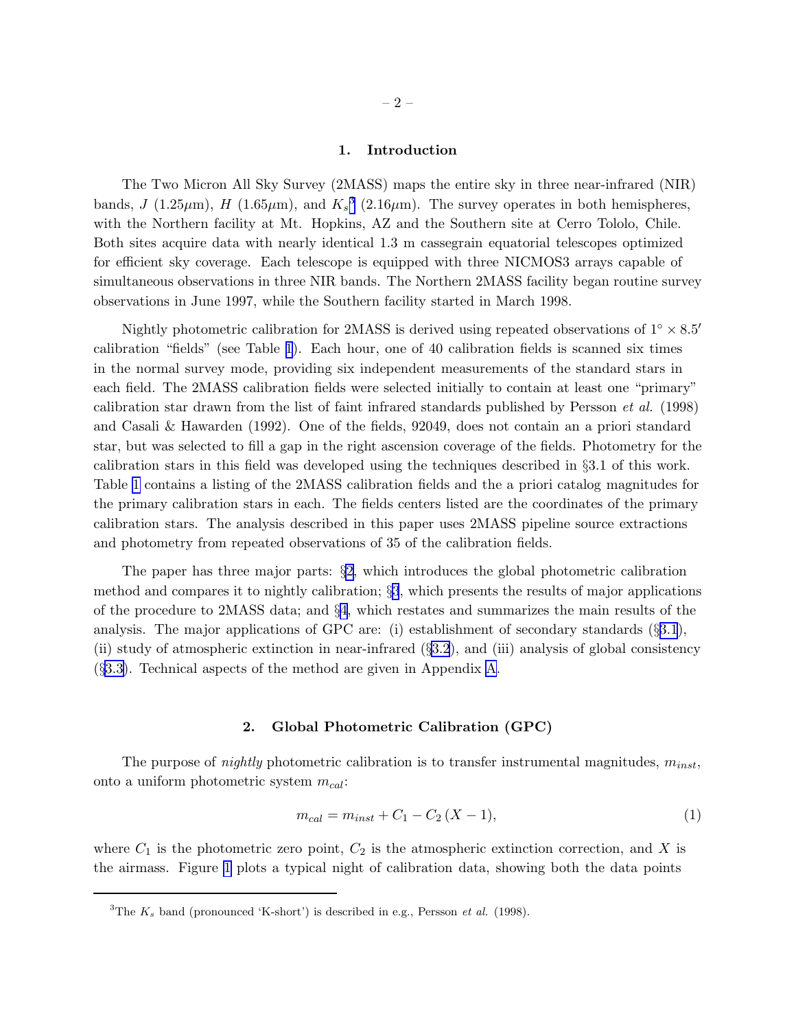## 1. Introduction

The Two Micron All Sky Survey (2MASS) maps the entire sky in three near-infrared (NIR) bands, $J$ (1.25$\mu$m), $H$ (1.65$\mu$m), and $K_s$[3] (2.16$\mu$m). The survey operates in both hemispheres, with the Northern facility at Mt. Hopkins, AZ and the Southern site at Cerro Tololo, Chile. Both sites acquire data with nearly identical 1.3 m cassegrain equatorial telescopes optimized for efficient sky coverage. Each telescope is equipped with three NICMOS3 arrays capable of simultaneous observations in three NIR bands. The Northern 2MASS facility began routine survey observations in June 1997, while the Southern facility started in March 1998.

Nightly photometric calibration for 2MASS is derived using repeated observations of $1^\circ \times 8.5'$ calibration "fields" (see Table 1). Each hour, one of 40 calibration fields is scanned six times in the normal survey mode, providing six independent measurements of the standard stars in each field. The 2MASS calibration fields were selected initially to contain at least one "primary" calibration star drawn from the list of faint infrared standards published by Persson *et al.* (1998) and Casali & Hawarden (1992). One of the fields, 92049, does not contain an a priori standard star, but was selected to fill a gap in the right ascension coverage of the fields. Photometry for the calibration stars in this field was developed using the techniques described in §3.1 of this work. Table 1 contains a listing of the 2MASS calibration fields and the a priori catalog magnitudes for the primary calibration stars in each. The fields centers listed are the coordinates of the primary calibration stars. The analysis described in this paper uses 2MASS pipeline source extractions and photometry from repeated observations of 35 of the calibration fields.

The paper has three major parts: §2, which introduces the global photometric calibration method and compares it to nightly calibration; §3, which presents the results of major applications of the procedure to 2MASS data; and §4, which restates and summarizes the main results of the analysis. The major applications of GPC are: (i) establishment of secondary standards (§3.1), (ii) study of atmospheric extinction in near-infrared (§3.2), and (iii) analysis of global consistency (§3.3). Technical aspects of the method are given in Appendix A.

## 2. Global Photometric Calibration (GPC)

The purpose of *nightly* photometric calibration is to transfer instrumental magnitudes, $m_{inst}$, onto a uniform photometric system $m_{cal}$:

$$m_{cal} = m_{inst} + C_1 - C_2\,(X - 1), \tag{1}$$

where $C_1$ is the photometric zero point, $C_2$ is the atmospheric extinction correction, and $X$ is the airmass. Figure 1 plots a typical night of calibration data, showing both the data points

[3] The $K_s$ band (pronounced 'K-short') is described in e.g., Persson *et al.* (1998).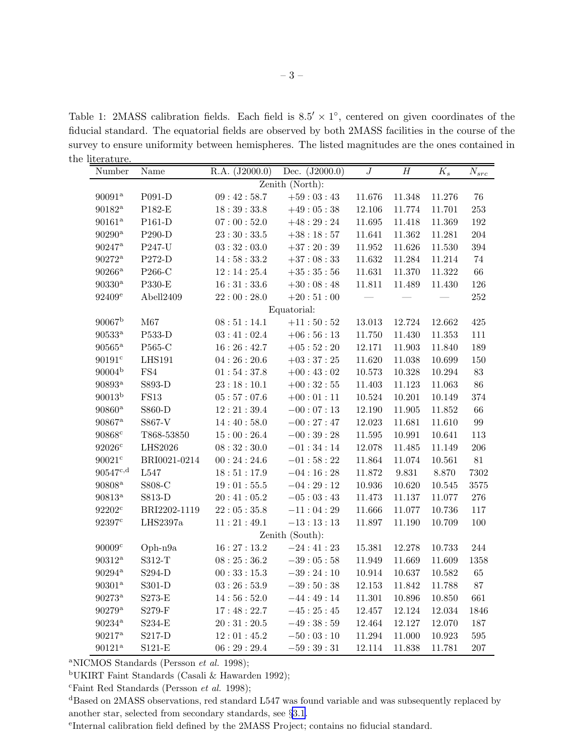Table 1: 2MASS calibration fields. Each field is $8.5' \times 1^{\circ}$, centered on given coordinates of the fiducial standard. The equatorial fields are observed by both 2MASS facilities in the course of the survey to ensure uniformity between hemispheres. The listed magnitudes are the ones contained in the literature.

| Number | Name | R.A. (J2000.0) | Dec. (J2000.0) | $J$ | $H$ | $K_s$ | $N_{src}$ |
|---|---|---|---|---|---|---|---|
| | | | Zenith (North): | | | | |
| 90091[a] | P091-D | 09 : 42 : 58.7 | +59 : 03 : 43 | 11.676 | 11.348 | 11.276 | 76 |
| 90182[a] | P182-E | 18 : 39 : 33.8 | +49 : 05 : 38 | 12.106 | 11.774 | 11.701 | 253 |
| 90161[a] | P161-D | 07 : 00 : 52.0 | +48 : 29 : 24 | 11.695 | 11.418 | 11.369 | 192 |
| 90290[a] | P290-D | 23 : 30 : 33.5 | +38 : 18 : 57 | 11.641 | 11.362 | 11.281 | 204 |
| 90247[a] | P247-U | 03 : 32 : 03.0 | +37 : 20 : 39 | 11.952 | 11.626 | 11.530 | 394 |
| 90272[a] | P272-D | 14 : 58 : 33.2 | +37 : 08 : 33 | 11.632 | 11.284 | 11.214 | 74 |
| 90266[a] | P266-C | 12 : 14 : 25.4 | +35 : 35 : 56 | 11.631 | 11.370 | 11.322 | 66 |
| 90330[a] | P330-E | 16 : 31 : 33.6 | +30 : 08 : 48 | 11.811 | 11.489 | 11.430 | 126 |
| 92409[e] | Abell2409 | 22 : 00 : 28.0 | +20 : 51 : 00 | — | — | — | 252 |
| | | | Equatorial: | | | | |
| 90067[b] | M67 | 08 : 51 : 14.1 | +11 : 50 : 52 | 13.013 | 12.724 | 12.662 | 425 |
| 90533[a] | P533-D | 03 : 41 : 02.4 | +06 : 56 : 13 | 11.750 | 11.430 | 11.353 | 111 |
| 90565[a] | P565-C | 16 : 26 : 42.7 | +05 : 52 : 20 | 12.171 | 11.903 | 11.840 | 189 |
| 90191[c] | LHS191 | 04 : 26 : 20.6 | +03 : 37 : 25 | 11.620 | 11.038 | 10.699 | 150 |
| 90004[b] | FS4 | 01 : 54 : 37.8 | +00 : 43 : 02 | 10.573 | 10.328 | 10.294 | 83 |
| 90893[a] | S893-D | 23 : 18 : 10.1 | +00 : 32 : 55 | 11.403 | 11.123 | 11.063 | 86 |
| 90013[b] | FS13 | 05 : 57 : 07.6 | +00 : 01 : 11 | 10.524 | 10.201 | 10.149 | 374 |
| 90860[a] | S860-D | 12 : 21 : 39.4 | −00 : 07 : 13 | 12.190 | 11.905 | 11.852 | 66 |
| 90867[a] | S867-V | 14 : 40 : 58.0 | −00 : 27 : 47 | 12.023 | 11.681 | 11.610 | 99 |
| 90868[c] | T868-53850 | 15 : 00 : 26.4 | −00 : 39 : 28 | 11.595 | 10.991 | 10.641 | 113 |
| 92026[c] | LHS2026 | 08 : 32 : 30.0 | −01 : 34 : 14 | 12.078 | 11.485 | 11.149 | 206 |
| 90021[c] | BRI0021-0214 | 00 : 24 : 24.6 | −01 : 58 : 22 | 11.864 | 11.074 | 10.561 | 81 |
| 90547[c,d] | L547 | 18 : 51 : 17.9 | −04 : 16 : 28 | 11.872 | 9.831 | 8.870 | 7302 |
| 90808[a] | S808-C | 19 : 01 : 55.5 | −04 : 29 : 12 | 10.936 | 10.620 | 10.545 | 3575 |
| 90813[a] | S813-D | 20 : 41 : 05.2 | −05 : 03 : 43 | 11.473 | 11.137 | 11.077 | 276 |
| 92202[c] | BRI2202-1119 | 22 : 05 : 35.8 | −11 : 04 : 29 | 11.666 | 11.077 | 10.736 | 117 |
| 92397[c] | LHS2397a | 11 : 21 : 49.1 | −13 : 13 : 13 | 11.897 | 11.190 | 10.709 | 100 |
| | | | Zenith (South): | | | | |
| 90009[c] | Oph-n9a | 16 : 27 : 13.2 | −24 : 41 : 23 | 15.381 | 12.278 | 10.733 | 244 |
| 90312[a] | S312-T | 08 : 25 : 36.2 | −39 : 05 : 58 | 11.949 | 11.669 | 11.609 | 1358 |
| 90294[a] | S294-D | 00 : 33 : 15.3 | −39 : 24 : 10 | 10.914 | 10.637 | 10.582 | 65 |
| 90301[a] | S301-D | 03 : 26 : 53.9 | −39 : 50 : 38 | 12.153 | 11.842 | 11.788 | 87 |
| 90273[a] | S273-E | 14 : 56 : 52.0 | −44 : 49 : 14 | 11.301 | 10.896 | 10.850 | 661 |
| 90279[a] | S279-F | 17 : 48 : 22.7 | −45 : 25 : 45 | 12.457 | 12.124 | 12.034 | 1846 |
| 90234[a] | S234-E | 20 : 31 : 20.5 | −49 : 38 : 59 | 12.464 | 12.127 | 12.070 | 187 |
| 90217[a] | S217-D | 12 : 01 : 45.2 | −50 : 03 : 10 | 11.294 | 11.000 | 10.923 | 595 |
| 90121[a] | S121-E | 06 : 29 : 29.4 | −59 : 39 : 31 | 12.114 | 11.838 | 11.781 | 207 |

[a]NICMOS Standards (Persson *et al.* 1998);

[b]UKIRT Faint Standards (Casali & Hawarden 1992);

[c]Faint Red Standards (Persson *et al.* 1998);

[d]Based on 2MASS observations, red standard L547 was found variable and was subsequently replaced by another star, selected from secondary standards, see §3.1.

[e]Internal calibration field defined by the 2MASS Project; contains no fiducial standard.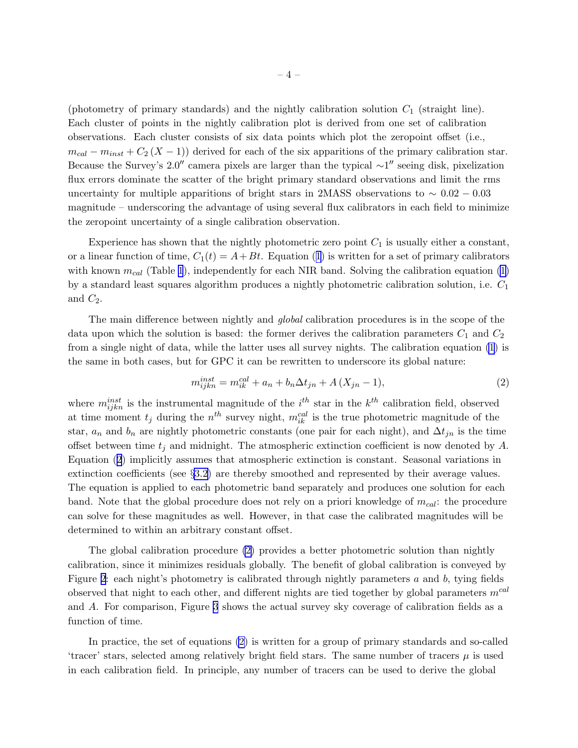(photometry of primary standards) and the nightly calibration solution $C_1$ (straight line). Each cluster of points in the nightly calibration plot is derived from one set of calibration observations. Each cluster consists of six data points which plot the zeropoint offset (i.e., $m_{cal} - m_{inst} + C_2\,(X-1)$) derived for each of the six apparitions of the primary calibration star. Because the Survey's 2.0″ camera pixels are larger than the typical ∼1″ seeing disk, pixelization flux errors dominate the scatter of the bright primary standard observations and limit the rms uncertainty for multiple apparitions of bright stars in 2MASS observations to ∼ 0.02 − 0.03 magnitude – underscoring the advantage of using several flux calibrators in each field to minimize the zeropoint uncertainty of a single calibration observation.

Experience has shown that the nightly photometric zero point $C_1$ is usually either a constant, or a linear function of time, $C_1(t) = A + Bt$. Equation (1) is written for a set of primary calibrators with known $m_{cal}$ (Table 1), independently for each NIR band. Solving the calibration equation (1) by a standard least squares algorithm produces a nightly photometric calibration solution, i.e. $C_1$ and $C_2$.

The main difference between nightly and *global* calibration procedures is in the scope of the data upon which the solution is based: the former derives the calibration parameters $C_1$ and $C_2$ from a single night of data, while the latter uses all survey nights. The calibration equation (1) is the same in both cases, but for GPC it can be rewritten to underscore its global nature:

$$m^{inst}_{ijkn} = m^{cal}_{ik} + a_n + b_n \Delta t_{jn} + A\,(X_{jn} - 1), \tag{2}$$

where $m^{inst}_{ijkn}$ is the instrumental magnitude of the $i^{th}$ star in the $k^{th}$ calibration field, observed at time moment $t_j$ during the $n^{th}$ survey night, $m^{cal}_{ik}$ is the true photometric magnitude of the star, $a_n$ and $b_n$ are nightly photometric constants (one pair for each night), and $\Delta t_{jn}$ is the time offset between time $t_j$ and midnight. The atmospheric extinction coefficient is now denoted by $A$. Equation (2) implicitly assumes that atmospheric extinction is constant. Seasonal variations in extinction coefficients (see §3.2) are thereby smoothed and represented by their average values. The equation is applied to each photometric band separately and produces one solution for each band. Note that the global procedure does not rely on a priori knowledge of $m_{cal}$: the procedure can solve for these magnitudes as well. However, in that case the calibrated magnitudes will be determined to within an arbitrary constant offset.

The global calibration procedure (2) provides a better photometric solution than nightly calibration, since it minimizes residuals globally. The benefit of global calibration is conveyed by Figure 2: each night's photometry is calibrated through nightly parameters $a$ and $b$, tying fields observed that night to each other, and different nights are tied together by global parameters $m^{cal}$ and $A$. For comparison, Figure 3 shows the actual survey sky coverage of calibration fields as a function of time.

In practice, the set of equations (2) is written for a group of primary standards and so-called 'tracer' stars, selected among relatively bright field stars. The same number of tracers $\mu$ is used in each calibration field. In principle, any number of tracers can be used to derive the global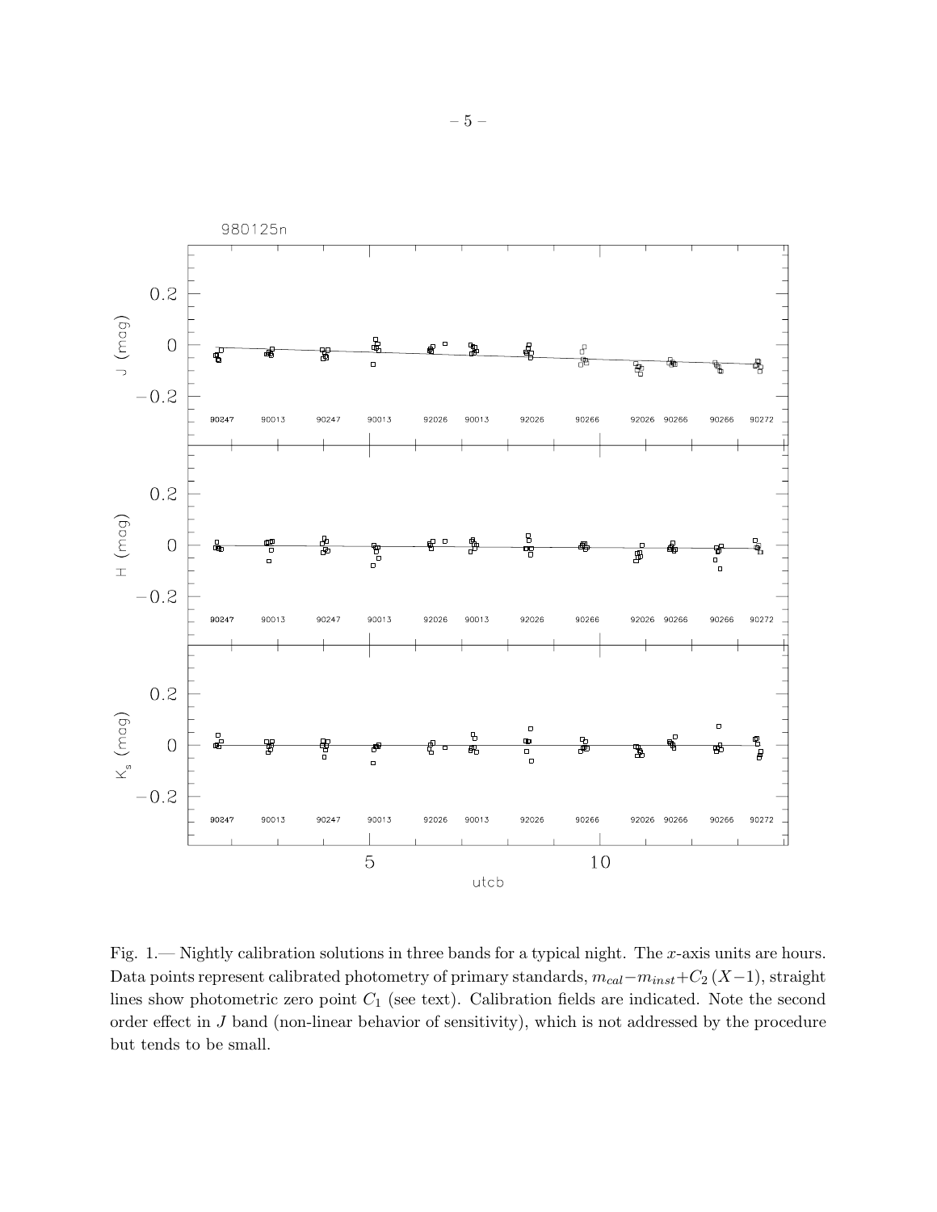980125n

J (mag)

0.2

0

−0.2

90247 90013 90247 90013 92026 90013 92026 90266 92026 90266 90266 90272

H (mag)

0.2

0

−0.2

90247 90013 90247 90013 92026 90013 92026 90266 92026 90266 90266 90272

$K_s$ (mag)

0.2

0

−0.2

90247 90013 90247 90013 92026 90013 92026 90266 92026 90266 90266 90272

5

10

utcb

Fig. 1.— Nightly calibration solutions in three bands for a typical night. The $x$-axis units are hours. Data points represent calibrated photometry of primary standards, $m_{cal} - m_{inst} + C_2\,(X-1)$, straight lines show photometric zero point $C_1$ (see text). Calibration fields are indicated. Note the second order effect in $J$ band (non-linear behavior of sensitivity), which is not addressed by the procedure but tends to be small.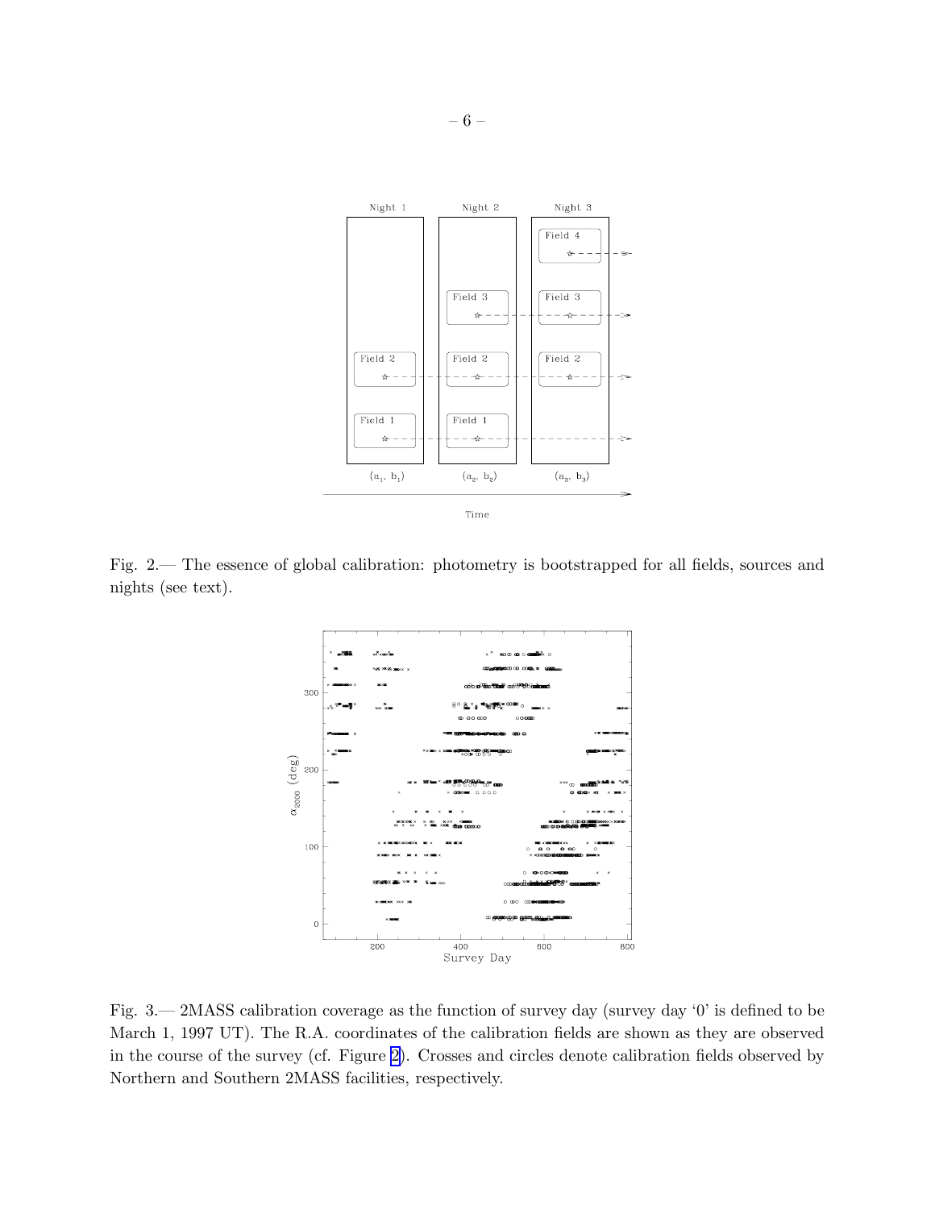Fig. 2.— The essence of global calibration: photometry is bootstrapped for all fields, sources and nights (see text).

Fig. 3.— 2MASS calibration coverage as the function of survey day (survey day '0' is defined to be March 1, 1997 UT). The R.A. coordinates of the calibration fields are shown as they are observed in the course of the survey (cf. Figure 2). Crosses and circles denote calibration fields observed by Northern and Southern 2MASS facilities, respectively.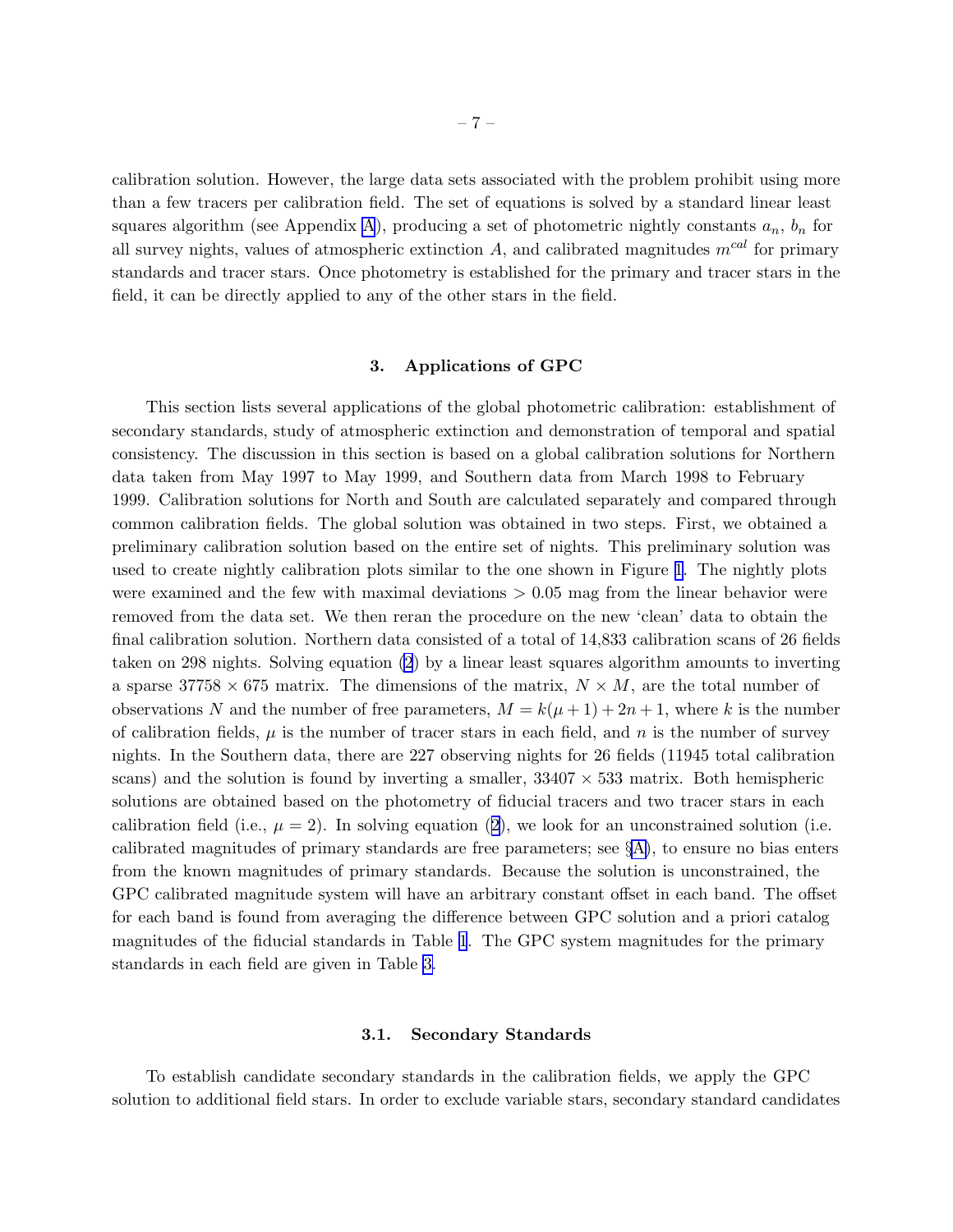calibration solution. However, the large data sets associated with the problem prohibit using more than a few tracers per calibration field. The set of equations is solved by a standard linear least squares algorithm (see Appendix A), producing a set of photometric nightly constants $a_n$, $b_n$ for all survey nights, values of atmospheric extinction $A$, and calibrated magnitudes $m^{cal}$ for primary standards and tracer stars. Once photometry is established for the primary and tracer stars in the field, it can be directly applied to any of the other stars in the field.

## 3. Applications of GPC

This section lists several applications of the global photometric calibration: establishment of secondary standards, study of atmospheric extinction and demonstration of temporal and spatial consistency. The discussion in this section is based on a global calibration solutions for Northern data taken from May 1997 to May 1999, and Southern data from March 1998 to February 1999. Calibration solutions for North and South are calculated separately and compared through common calibration fields. The global solution was obtained in two steps. First, we obtained a preliminary calibration solution based on the entire set of nights. This preliminary solution was used to create nightly calibration plots similar to the one shown in Figure 1. The nightly plots were examined and the few with maximal deviations $> 0.05$ mag from the linear behavior were removed from the data set. We then reran the procedure on the new 'clean' data to obtain the final calibration solution. Northern data consisted of a total of 14,833 calibration scans of 26 fields taken on 298 nights. Solving equation (2) by a linear least squares algorithm amounts to inverting a sparse $37758 \times 675$ matrix. The dimensions of the matrix, $N \times M$, are the total number of observations $N$ and the number of free parameters, $M = k(\mu + 1) + 2n + 1$, where $k$ is the number of calibration fields, $\mu$ is the number of tracer stars in each field, and $n$ is the number of survey nights. In the Southern data, there are 227 observing nights for 26 fields (11945 total calibration scans) and the solution is found by inverting a smaller, $33407 \times 533$ matrix. Both hemispheric solutions are obtained based on the photometry of fiducial tracers and two tracer stars in each calibration field (i.e., $\mu = 2$). In solving equation (2), we look for an unconstrained solution (i.e. calibrated magnitudes of primary standards are free parameters; see §A), to ensure no bias enters from the known magnitudes of primary standards. Because the solution is unconstrained, the GPC calibrated magnitude system will have an arbitrary constant offset in each band. The offset for each band is found from averaging the difference between GPC solution and a priori catalog magnitudes of the fiducial standards in Table 1. The GPC system magnitudes for the primary standards in each field are given in Table 3.

### 3.1. Secondary Standards

To establish candidate secondary standards in the calibration fields, we apply the GPC solution to additional field stars. In order to exclude variable stars, secondary standard candidates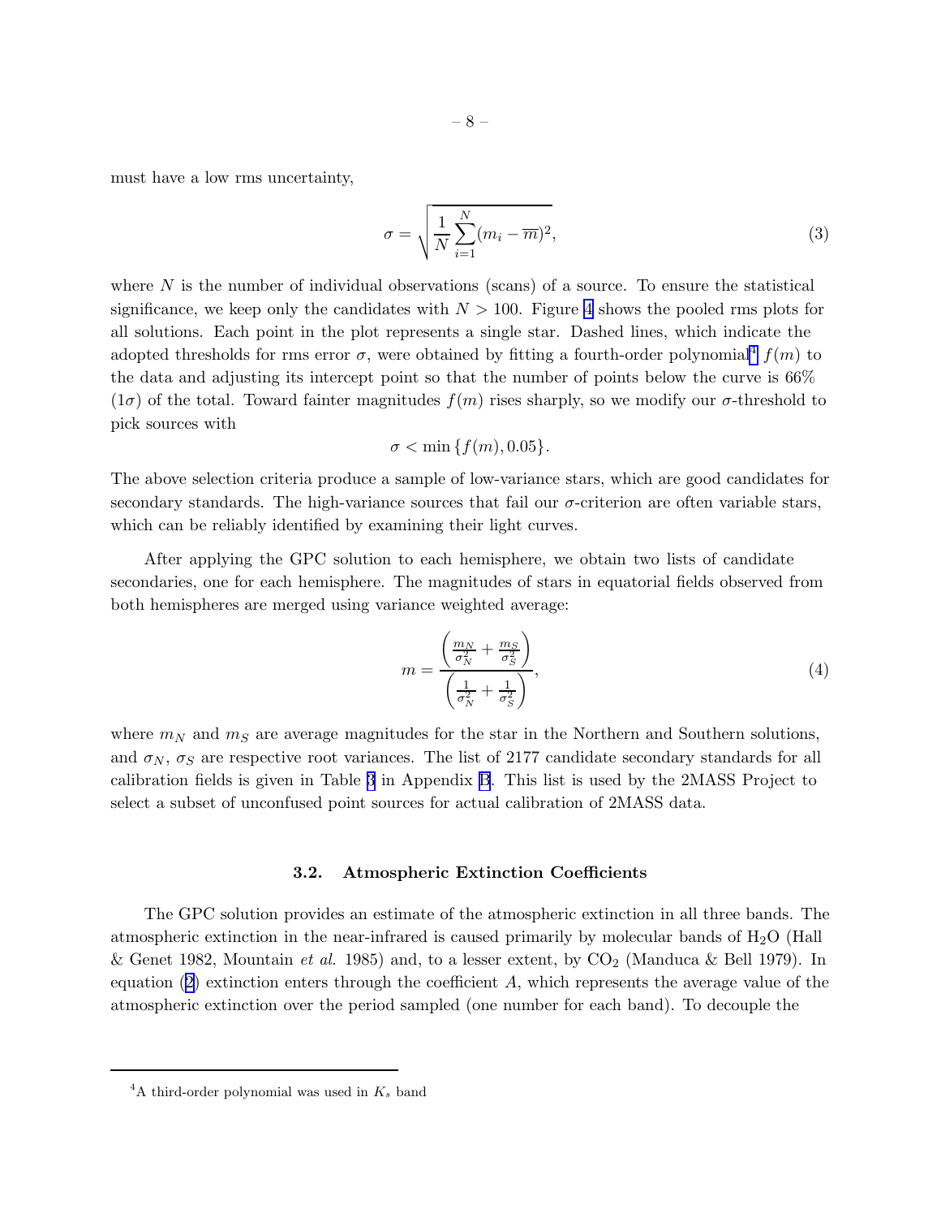must have a low rms uncertainty,

$$\sigma = \sqrt{\frac{1}{N}\sum_{i=1}^{N}(m_i - \overline{m})^2}, \tag{3}$$

where $N$ is the number of individual observations (scans) of a source. To ensure the statistical significance, we keep only the candidates with $N > 100$. Figure 4 shows the pooled rms plots for all solutions. Each point in the plot represents a single star. Dashed lines, which indicate the adopted thresholds for rms error $\sigma$, were obtained by fitting a fourth-order polynomial[4] $f(m)$ to the data and adjusting its intercept point so that the number of points below the curve is 66% ($1\sigma$) of the total. Toward fainter magnitudes $f(m)$ rises sharply, so we modify our $\sigma$-threshold to pick sources with

$$\sigma < \min\{f(m), 0.05\}.$$

The above selection criteria produce a sample of low-variance stars, which are good candidates for secondary standards. The high-variance sources that fail our $\sigma$-criterion are often variable stars, which can be reliably identified by examining their light curves.

After applying the GPC solution to each hemisphere, we obtain two lists of candidate secondaries, one for each hemisphere. The magnitudes of stars in equatorial fields observed from both hemispheres are merged using variance weighted average:

$$m = \frac{\left(\frac{m_N}{\sigma_N^2} + \frac{m_S}{\sigma_S^2}\right)}{\left(\frac{1}{\sigma_N^2} + \frac{1}{\sigma_S^2}\right)}, \tag{4}$$

where $m_N$ and $m_S$ are average magnitudes for the star in the Northern and Southern solutions, and $\sigma_N$, $\sigma_S$ are respective root variances. The list of 2177 candidate secondary standards for all calibration fields is given in Table 3 in Appendix B. This list is used by the 2MASS Project to select a subset of unconfused point sources for actual calibration of 2MASS data.

### 3.2. Atmospheric Extinction Coefficients

The GPC solution provides an estimate of the atmospheric extinction in all three bands. The atmospheric extinction in the near-infrared is caused primarily by molecular bands of $H_2O$ (Hall & Genet 1982, Mountain *et al.* 1985) and, to a lesser extent, by $CO_2$ (Manduca & Bell 1979). In equation (2) extinction enters through the coefficient $A$, which represents the average value of the atmospheric extinction over the period sampled (one number for each band). To decouple the

[4] A third-order polynomial was used in $K_s$ band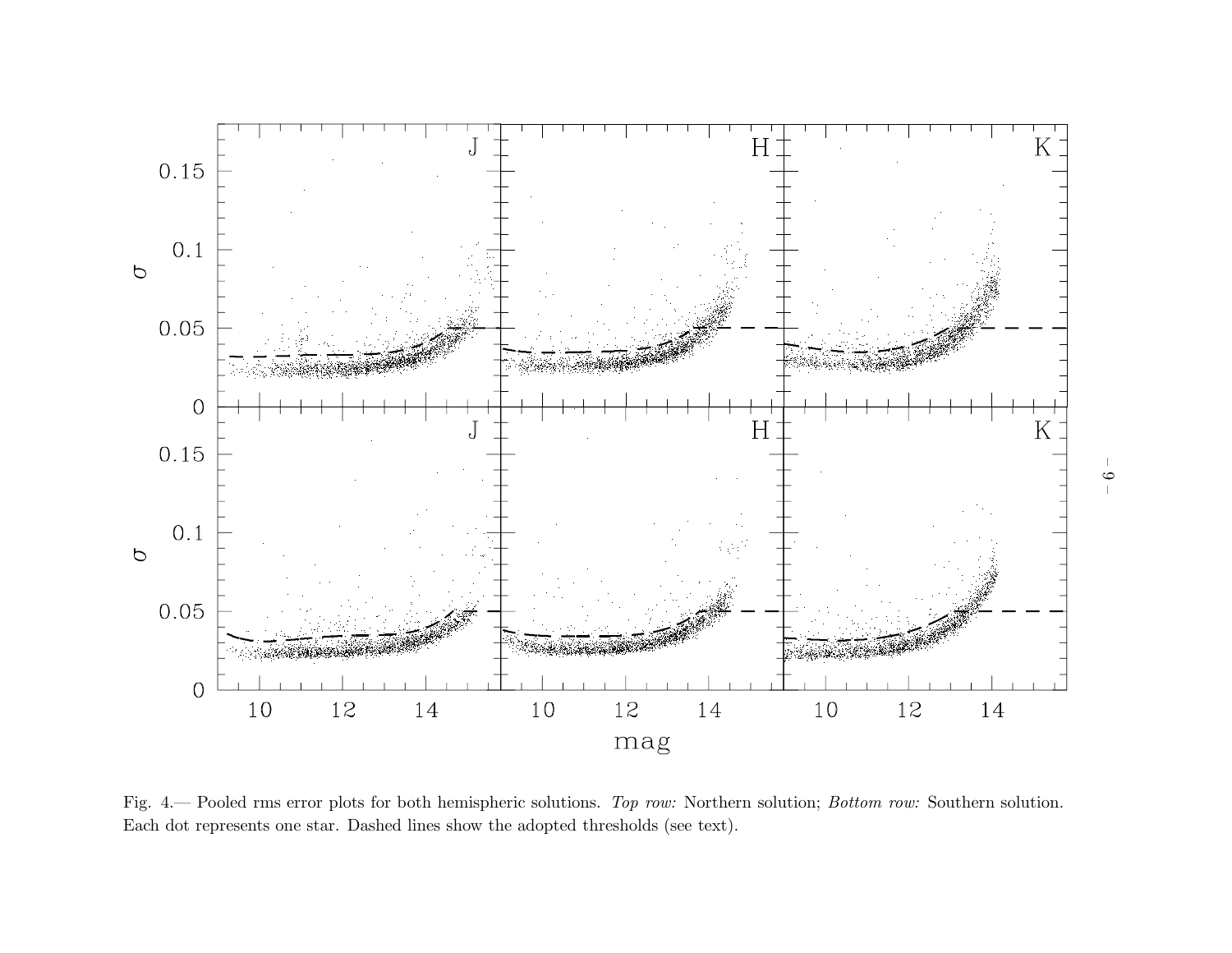Fig. 4.— Pooled rms error plots for both hemispheric solutions. *Top row:* Northern solution; *Bottom row:* Southern solution. Each dot represents one star. Dashed lines show the adopted thresholds (see text).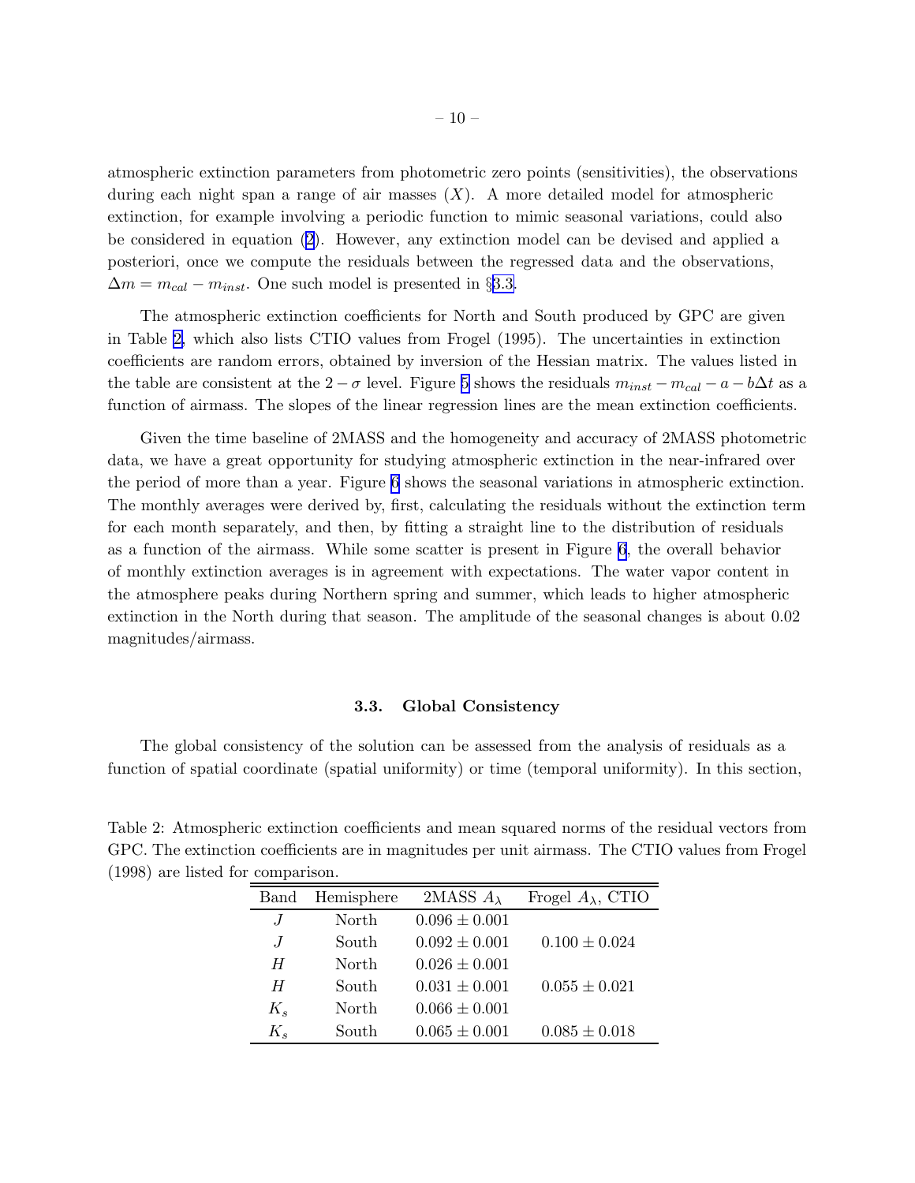atmospheric extinction parameters from photometric zero points (sensitivities), the observations during each night span a range of air masses ($X$). A more detailed model for atmospheric extinction, for example involving a periodic function to mimic seasonal variations, could also be considered in equation (2). However, any extinction model can be devised and applied a posteriori, once we compute the residuals between the regressed data and the observations, $\Delta m = m_{cal} - m_{inst}$. One such model is presented in §3.3.

The atmospheric extinction coefficients for North and South produced by GPC are given in Table 2, which also lists CTIO values from Frogel (1995). The uncertainties in extinction coefficients are random errors, obtained by inversion of the Hessian matrix. The values listed in the table are consistent at the $2-\sigma$ level. Figure 5 shows the residuals $m_{inst} - m_{cal} - a - b\Delta t$ as a function of airmass. The slopes of the linear regression lines are the mean extinction coefficients.

Given the time baseline of 2MASS and the homogeneity and accuracy of 2MASS photometric data, we have a great opportunity for studying atmospheric extinction in the near-infrared over the period of more than a year. Figure 6 shows the seasonal variations in atmospheric extinction. The monthly averages were derived by, first, calculating the residuals without the extinction term for each month separately, and then, by fitting a straight line to the distribution of residuals as a function of the airmass. While some scatter is present in Figure 6, the overall behavior of monthly extinction averages is in agreement with expectations. The water vapor content in the atmosphere peaks during Northern spring and summer, which leads to higher atmospheric extinction in the North during that season. The amplitude of the seasonal changes is about 0.02 magnitudes/airmass.

### 3.3. Global Consistency

The global consistency of the solution can be assessed from the analysis of residuals as a function of spatial coordinate (spatial uniformity) or time (temporal uniformity). In this section,

Table 2: Atmospheric extinction coefficients and mean squared norms of the residual vectors from GPC. The extinction coefficients are in magnitudes per unit airmass. The CTIO values from Frogel (1998) are listed for comparison.

| Band | Hemisphere | 2MASS $A_\lambda$ | Frogel $A_\lambda$, CTIO |
|---|---|---|---|
| $J$ | North | $0.096 \pm 0.001$ | |
| $J$ | South | $0.092 \pm 0.001$ | $0.100 \pm 0.024$ |
| $H$ | North | $0.026 \pm 0.001$ | |
| $H$ | South | $0.031 \pm 0.001$ | $0.055 \pm 0.021$ |
| $K_s$ | North | $0.066 \pm 0.001$ | |
| $K_s$ | South | $0.065 \pm 0.001$ | $0.085 \pm 0.018$ |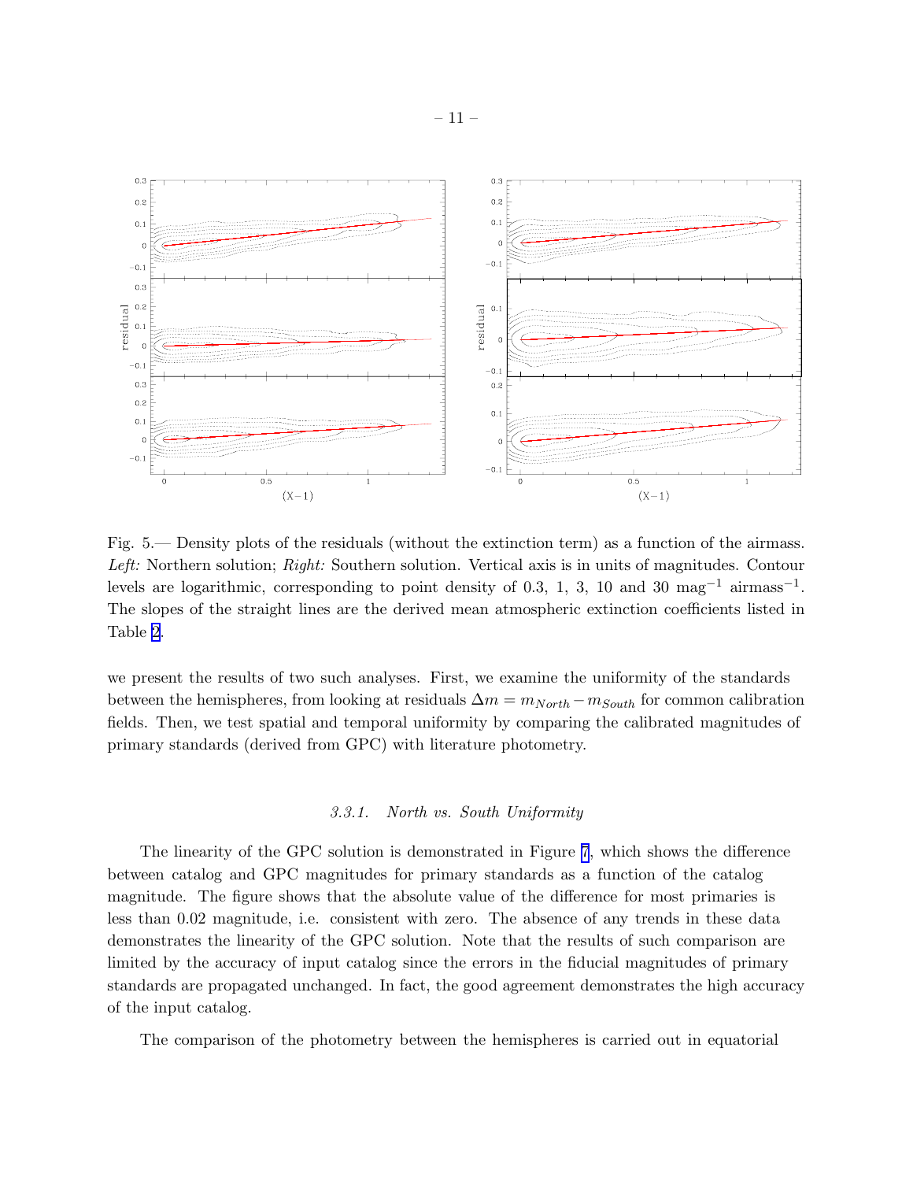0.3
0.2
0.1
0
−0.1
0.3
0.2
0.1
0
−0.1
0.3
0.2
0.1
0
−0.1
residual
0
0.5
1
(X−1)

0.3
0.2
0.1
0
−0.1
0.1
0
−0.1
0.2
0.1
0
−0.1
residual
0
0.5
1
(X−1)

Fig. 5.— Density plots of the residuals (without the extinction term) as a function of the airmass. *Left:* Northern solution; *Right:* Southern solution. Vertical axis is in units of magnitudes. Contour levels are logarithmic, corresponding to point density of 0.3, 1, 3, 10 and 30 mag$^{-1}$ airmass$^{-1}$. The slopes of the straight lines are the derived mean atmospheric extinction coefficients listed in Table 2.

we present the results of two such analyses. First, we examine the uniformity of the standards between the hemispheres, from looking at residuals $\Delta m = m_{North} - m_{South}$ for common calibration fields. Then, we test spatial and temporal uniformity by comparing the calibrated magnitudes of primary standards (derived from GPC) with literature photometry.

### 3.3.1. North vs. South Uniformity

The linearity of the GPC solution is demonstrated in Figure 7, which shows the difference between catalog and GPC magnitudes for primary standards as a function of the catalog magnitude. The figure shows that the absolute value of the difference for most primaries is less than 0.02 magnitude, i.e. consistent with zero. The absence of any trends in these data demonstrates the linearity of the GPC solution. Note that the results of such comparison are limited by the accuracy of input catalog since the errors in the fiducial magnitudes of primary standards are propagated unchanged. In fact, the good agreement demonstrates the high accuracy of the input catalog.

The comparison of the photometry between the hemispheres is carried out in equatorial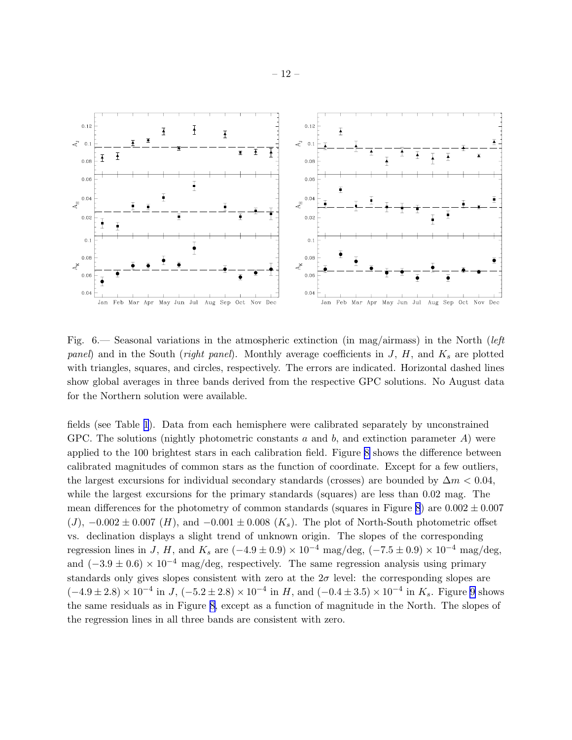Fig. 6.— Seasonal variations in the atmospheric extinction (in mag/airmass) in the North (*left panel*) and in the South (*right panel*). Monthly average coefficients in $J$, $H$, and $K_s$ are plotted with triangles, squares, and circles, respectively. The errors are indicated. Horizontal dashed lines show global averages in three bands derived from the respective GPC solutions. No August data for the Northern solution were available.

fields (see Table 1). Data from each hemisphere were calibrated separately by unconstrained GPC. The solutions (nightly photometric constants $a$ and $b$, and extinction parameter $A$) were applied to the 100 brightest stars in each calibration field. Figure 8 shows the difference between calibrated magnitudes of common stars as the function of coordinate. Except for a few outliers, the largest excursions for individual secondary standards (crosses) are bounded by $\Delta m < 0.04$, while the largest excursions for the primary standards (squares) are less than 0.02 mag. The mean differences for the photometry of common standards (squares in Figure 8) are $0.002 \pm 0.007$ ($J$), $-0.002 \pm 0.007$ ($H$), and $-0.001 \pm 0.008$ ($K_s$). The plot of North-South photometric offset vs. declination displays a slight trend of unknown origin. The slopes of the corresponding regression lines in $J$, $H$, and $K_s$ are $(-4.9 \pm 0.9) \times 10^{-4}$ mag/deg, $(-7.5 \pm 0.9) \times 10^{-4}$ mag/deg, and $(-3.9 \pm 0.6) \times 10^{-4}$ mag/deg, respectively. The same regression analysis using primary standards only gives slopes consistent with zero at the $2\sigma$ level: the corresponding slopes are $(-4.9 \pm 2.8) \times 10^{-4}$ in $J$, $(-5.2 \pm 2.8) \times 10^{-4}$ in $H$, and $(-0.4 \pm 3.5) \times 10^{-4}$ in $K_s$. Figure 9 shows the same residuals as in Figure 8, except as a function of magnitude in the North. The slopes of the regression lines in all three bands are consistent with zero.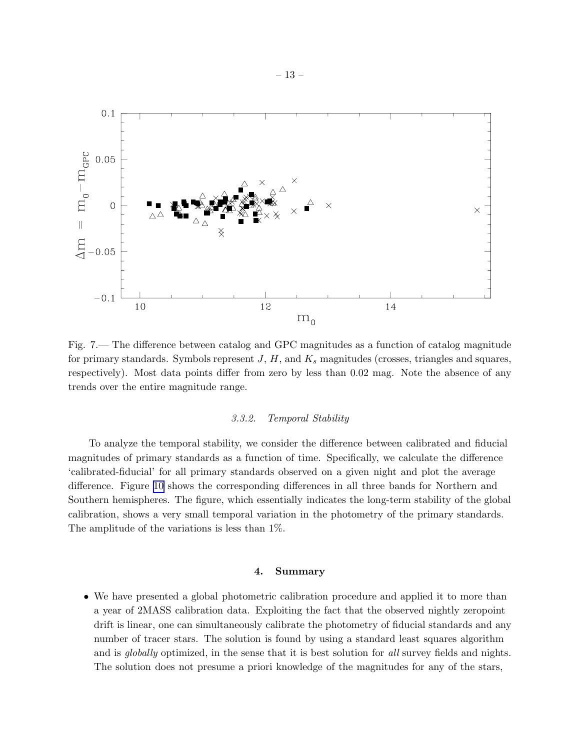0.1

0.05

0

−0.05

−0.1

10

12

14

$\Delta m = m_0 - m_{GPC}$

$m_0$

Fig. 7.— The difference between catalog and GPC magnitudes as a function of catalog magnitude for primary standards. Symbols represent $J$, $H$, and $K_s$ magnitudes (crosses, triangles and squares, respectively). Most data points differ from zero by less than 0.02 mag. Note the absence of any trends over the entire magnitude range.

#### 3.3.2. *Temporal Stability*

To analyze the temporal stability, we consider the difference between calibrated and fiducial magnitudes of primary standards as a function of time. Specifically, we calculate the difference 'calibrated-fiducial' for all primary standards observed on a given night and plot the average difference. Figure 10 shows the corresponding differences in all three bands for Northern and Southern hemispheres. The figure, which essentially indicates the long-term stability of the global calibration, shows a very small temporal variation in the photometry of the primary standards. The amplitude of the variations is less than 1%.

## 4. Summary

- We have presented a global photometric calibration procedure and applied it to more than a year of 2MASS calibration data. Exploiting the fact that the observed nightly zeropoint drift is linear, one can simultaneously calibrate the photometry of fiducial standards and any number of tracer stars. The solution is found by using a standard least squares algorithm and is *globally* optimized, in the sense that it is best solution for *all* survey fields and nights. The solution does not presume a priori knowledge of the magnitudes for any of the stars,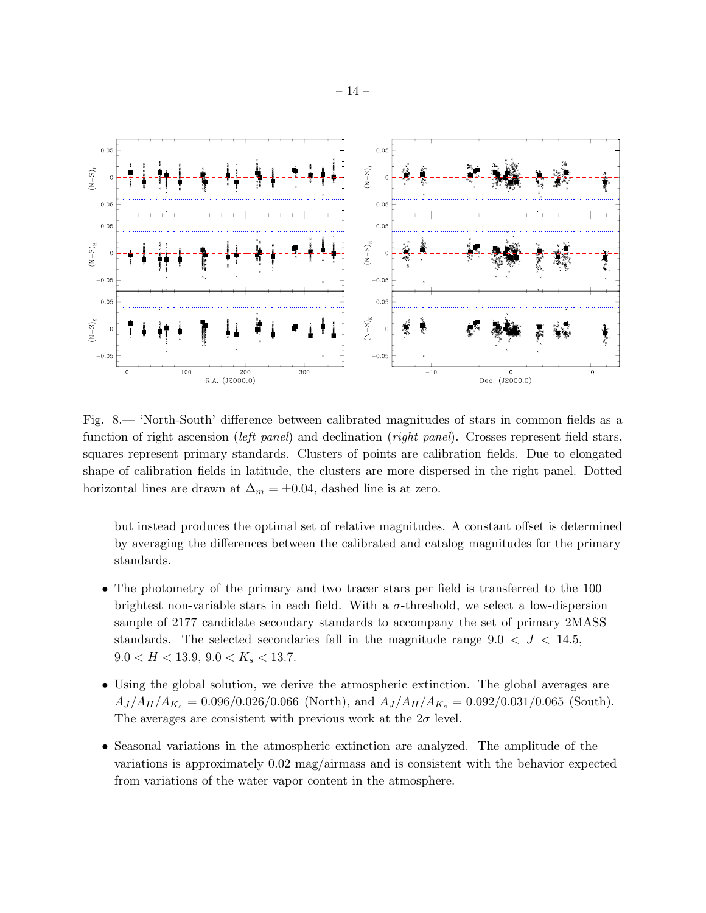0.05
0
−0.05
$(N-S)_J$

0.05
0
−0.05
$(N-S)_H$

0.05
0
−0.05
$(N-S)_K$

0
100
200
300
R.A. (J2000.0)

0.05
0
−0.05
$(N-S)_J$

0.05
0
−0.05
$(N-S)_H$

0.05
0
−0.05
$(N-S)_K$

−10
0
10
Dec. (J2000.0)

Fig. 8.— 'North-South' difference between calibrated magnitudes of stars in common fields as a function of right ascension (*left panel*) and declination (*right panel*). Crosses represent field stars, squares represent primary standards. Clusters of points are calibration fields. Due to elongated shape of calibration fields in latitude, the clusters are more dispersed in the right panel. Dotted horizontal lines are drawn at $\Delta_m = \pm 0.04$, dashed line is at zero.

but instead produces the optimal set of relative magnitudes. A constant offset is determined by averaging the differences between the calibrated and catalog magnitudes for the primary standards.

- The photometry of the primary and two tracer stars per field is transferred to the 100 brightest non-variable stars in each field. With a $\sigma$-threshold, we select a low-dispersion sample of 2177 candidate secondary standards to accompany the set of primary 2MASS standards. The selected secondaries fall in the magnitude range $9.0 < J < 14.5$, $9.0 < H < 13.9$, $9.0 < K_s < 13.7$.

- Using the global solution, we derive the atmospheric extinction. The global averages are $A_J/A_H/A_{K_s} = 0.096/0.026/0.066$ (North), and $A_J/A_H/A_{K_s} = 0.092/0.031/0.065$ (South). The averages are consistent with previous work at the $2\sigma$ level.

- Seasonal variations in the atmospheric extinction are analyzed. The amplitude of the variations is approximately 0.02 mag/airmass and is consistent with the behavior expected from variations of the water vapor content in the atmosphere.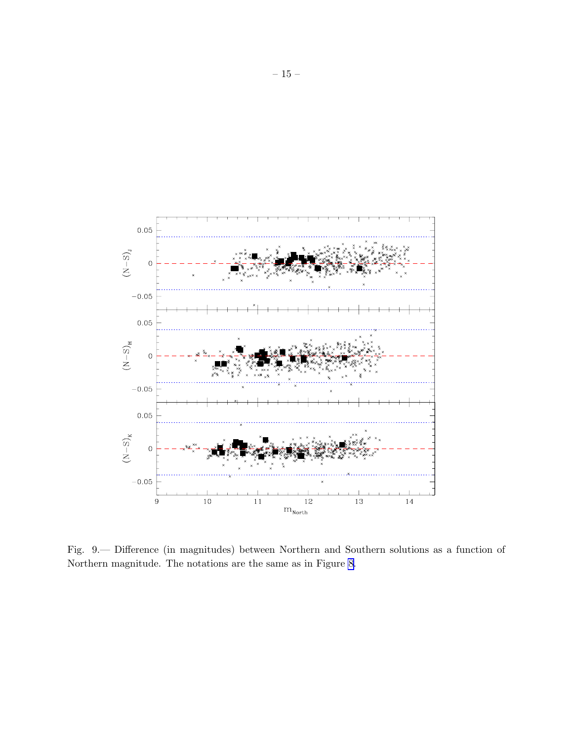0.05
0
−0.05
$(N-S)_J$

0.05
0
−0.05
$(N-S)_H$

0.05
0
−0.05
$(N-S)_K$

9 10 11 12 13 14
$m_{North}$

Fig. 9.— Difference (in magnitudes) between Northern and Southern solutions as a function of Northern magnitude. The notations are the same as in Figure 8.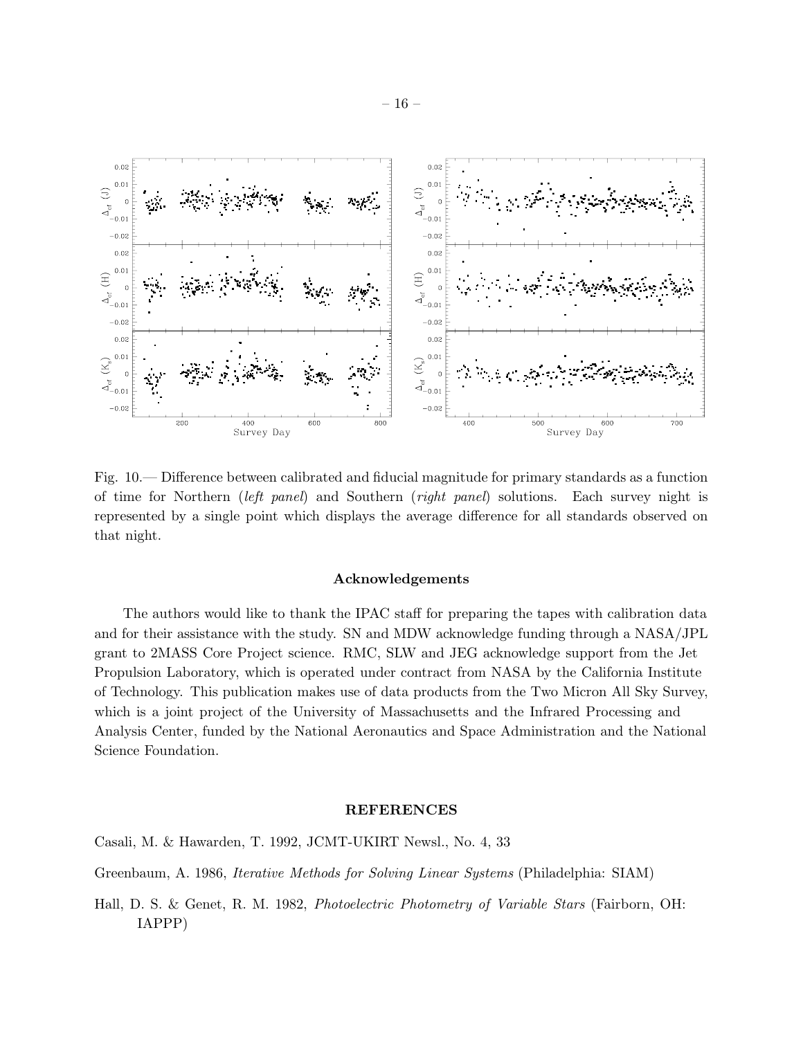0.02
0.01
0
−0.01
−0.02

$\Delta_{cf}$ (J)

$\Delta_{cf}$ (H)

$\Delta_{cf}$ ($K_s$)

200
400
600
800
Survey Day

400
500
600
700
Survey Day

Fig. 10.— Difference between calibrated and fiducial magnitude for primary standards as a function of time for Northern (*left panel*) and Southern (*right panel*) solutions. Each survey night is represented by a single point which displays the average difference for all standards observed on that night.

### Acknowledgements

The authors would like to thank the IPAC staff for preparing the tapes with calibration data and for their assistance with the study. SN and MDW acknowledge funding through a NASA/JPL grant to 2MASS Core Project science. RMC, SLW and JEG acknowledge support from the Jet Propulsion Laboratory, which is operated under contract from NASA by the California Institute of Technology. This publication makes use of data products from the Two Micron All Sky Survey, which is a joint project of the University of Massachusetts and the Infrared Processing and Analysis Center, funded by the National Aeronautics and Space Administration and the National Science Foundation.

### REFERENCES

Casali, M. & Hawarden, T. 1992, JCMT-UKIRT Newsl., No. 4, 33

Greenbaum, A. 1986, *Iterative Methods for Solving Linear Systems* (Philadelphia: SIAM)

Hall, D. S. & Genet, R. M. 1982, *Photoelectric Photometry of Variable Stars* (Fairborn, OH: IAPPP)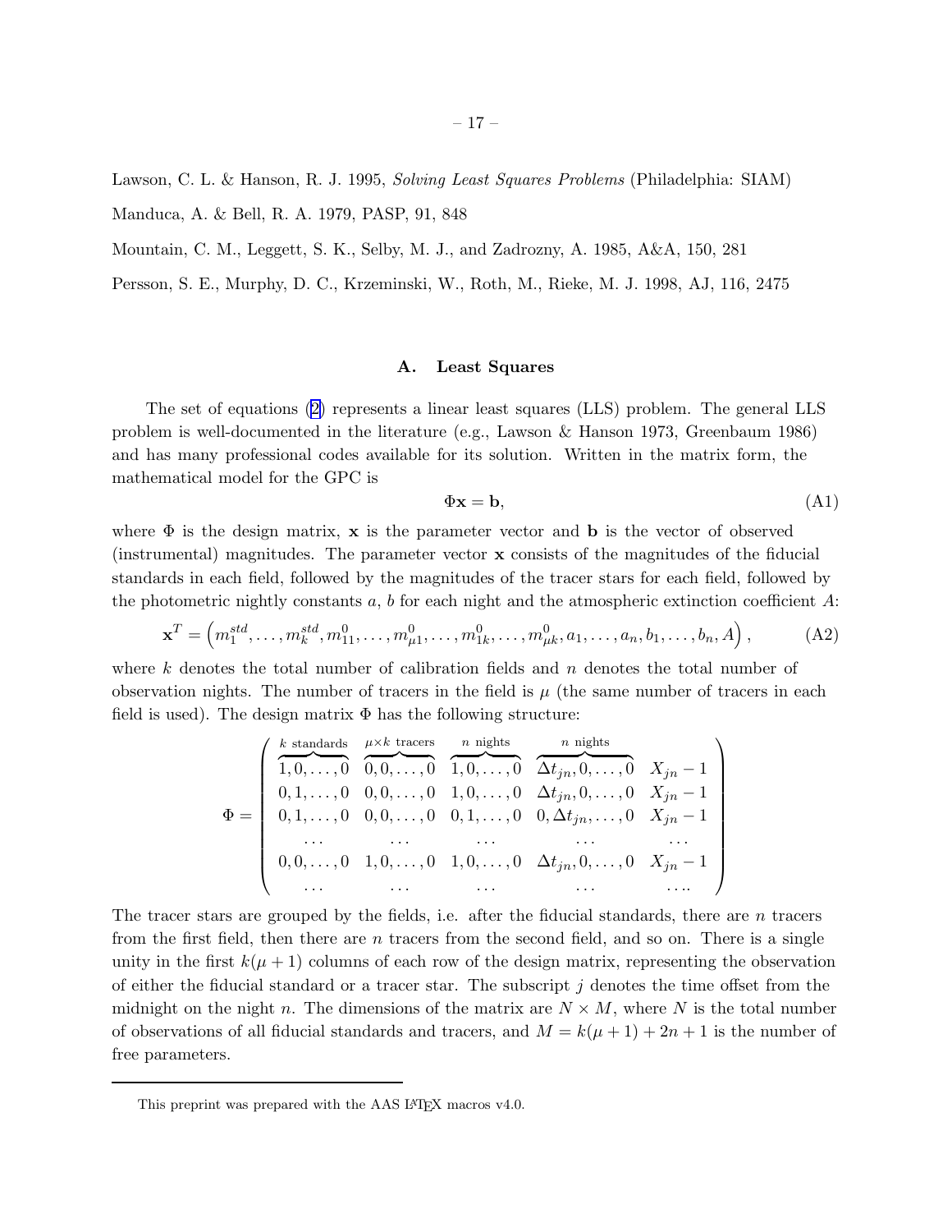Lawson, C. L. & Hanson, R. J. 1995, *Solving Least Squares Problems* (Philadelphia: SIAM)

Manduca, A. & Bell, R. A. 1979, PASP, 91, 848

Mountain, C. M., Leggett, S. K., Selby, M. J., and Zadrozny, A. 1985, A&A, 150, 281

Persson, S. E., Murphy, D. C., Krzeminski, W., Roth, M., Rieke, M. J. 1998, AJ, 116, 2475

## A. Least Squares

The set of equations (2) represents a linear least squares (LLS) problem. The general LLS problem is well-documented in the literature (e.g., Lawson & Hanson 1973, Greenbaum 1986) and has many professional codes available for its solution. Written in the matrix form, the mathematical model for the GPC is

$$\Phi \mathbf{x} = \mathbf{b}, \tag{A1}$$

where $\Phi$ is the design matrix, $\mathbf{x}$ is the parameter vector and $\mathbf{b}$ is the vector of observed (instrumental) magnitudes. The parameter vector $\mathbf{x}$ consists of the magnitudes of the fiducial standards in each field, followed by the magnitudes of the tracer stars for each field, followed by the photometric nightly constants $a$, $b$ for each night and the atmospheric extinction coefficient $A$:

$$\mathbf{x}^T = \left( m_1^{std}, \ldots, m_k^{std}, m_{11}^0, \ldots, m_{\mu 1}^0, \ldots, m_{1k}^0, \ldots, m_{\mu k}^0, a_1, \ldots, a_n, b_1, \ldots, b_n, A \right), \tag{A2}$$

where $k$ denotes the total number of calibration fields and $n$ denotes the total number of observation nights. The number of tracers in the field is $\mu$ (the same number of tracers in each field is used). The design matrix $\Phi$ has the following structure:

$$\Phi = \begin{pmatrix} \overbrace{1, 0, \ldots, 0}^{k \text{ standards}} & \overbrace{0, 0, \ldots, 0}^{\mu \times k \text{ tracers}} & \overbrace{1, 0, \ldots, 0}^{n \text{ nights}} & \overbrace{\Delta t_{jn}, 0, \ldots, 0}^{n \text{ nights}} & X_{jn} - 1 \\ 0, 1, \ldots, 0 & 0, 0, \ldots, 0 & 1, 0, \ldots, 0 & \Delta t_{jn}, 0, \ldots, 0 & X_{jn} - 1 \\ 0, 1, \ldots, 0 & 0, 0, \ldots, 0 & 0, 1, \ldots, 0 & 0, \Delta t_{jn}, \ldots, 0 & X_{jn} - 1 \\ \ldots & \ldots & \ldots & \ldots & \ldots \\ 0, 0, \ldots, 0 & 1, 0, \ldots, 0 & 1, 0, \ldots, 0 & \Delta t_{jn}, 0, \ldots, 0 & X_{jn} - 1 \\ \ldots & \ldots & \ldots & \ldots & \ldots. \end{pmatrix}$$

The tracer stars are grouped by the fields, i.e. after the fiducial standards, there are $n$ tracers from the first field, then there are $n$ tracers from the second field, and so on. There is a single unity in the first $k(\mu + 1)$ columns of each row of the design matrix, representing the observation of either the fiducial standard or a tracer star. The subscript $j$ denotes the time offset from the midnight on the night $n$. The dimensions of the matrix are $N \times M$, where $N$ is the total number of observations of all fiducial standards and tracers, and $M = k(\mu + 1) + 2n + 1$ is the number of free parameters.

---

This preprint was prepared with the AAS LaTeX macros v4.0.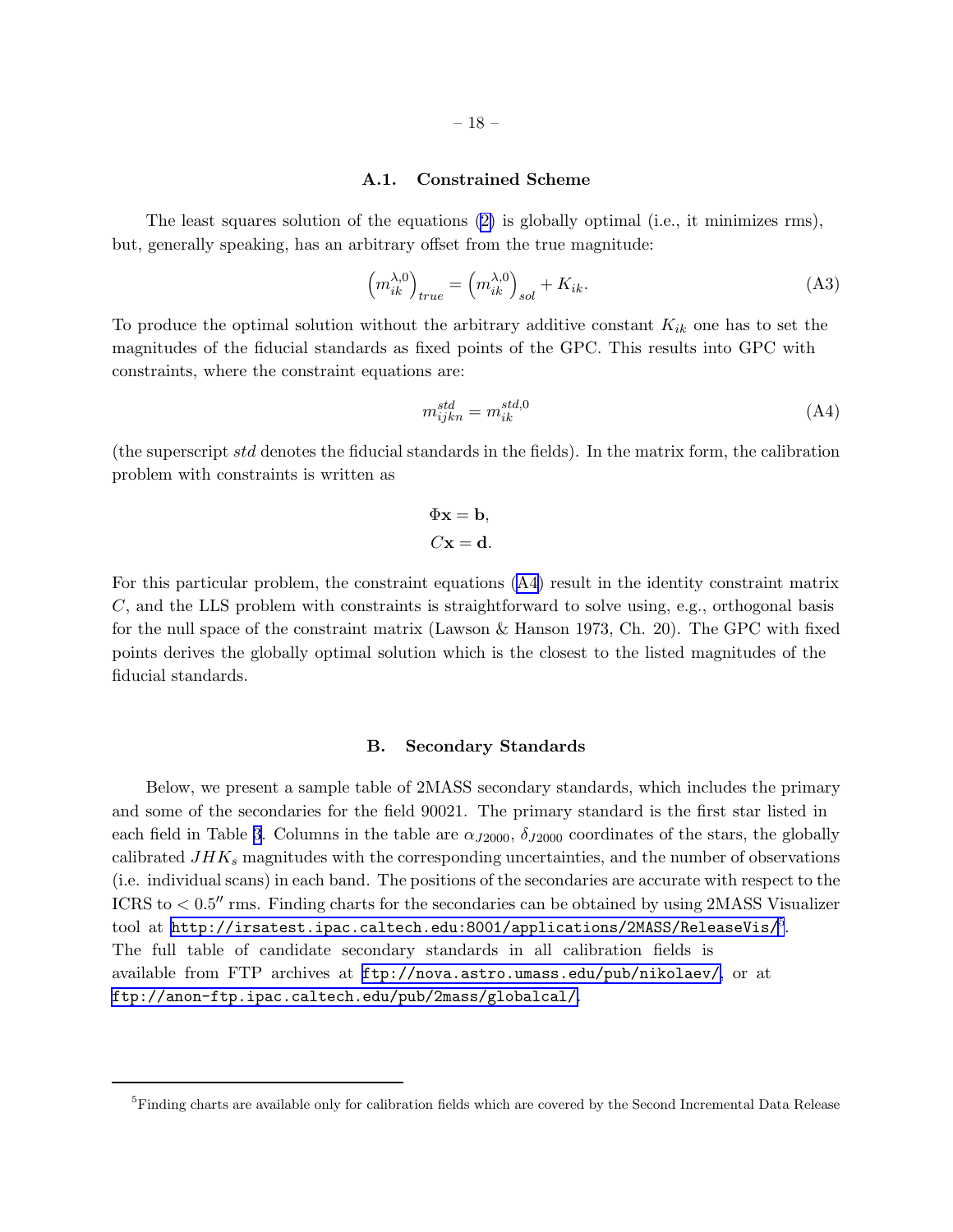### A.1. Constrained Scheme

The least squares solution of the equations (2) is globally optimal (i.e., it minimizes rms), but, generally speaking, has an arbitrary offset from the true magnitude:

$$\left(m_{ik}^{\lambda,0}\right)_{true} = \left(m_{ik}^{\lambda,0}\right)_{sol} + K_{ik}. \tag{A3}$$

To produce the optimal solution without the arbitrary additive constant $K_{ik}$ one has to set the magnitudes of the fiducial standards as fixed points of the GPC. This results into GPC with constraints, where the constraint equations are:

$$m_{ijkn}^{std} = m_{ik}^{std,0} \tag{A4}$$

(the superscript *std* denotes the fiducial standards in the fields). In the matrix form, the calibration problem with constraints is written as

$$\Phi\mathbf{x} = \mathbf{b},$$
$$C\mathbf{x} = \mathbf{d}.$$

For this particular problem, the constraint equations (A4) result in the identity constraint matrix $C$, and the LLS problem with constraints is straightforward to solve using, e.g., orthogonal basis for the null space of the constraint matrix (Lawson & Hanson 1973, Ch. 20). The GPC with fixed points derives the globally optimal solution which is the closest to the listed magnitudes of the fiducial standards.

## B. Secondary Standards

Below, we present a sample table of 2MASS secondary standards, which includes the primary and some of the secondaries for the field 90021. The primary standard is the first star listed in each field in Table 3. Columns in the table are $\alpha_{J2000}$, $\delta_{J2000}$ coordinates of the stars, the globally calibrated $JHK_s$ magnitudes with the corresponding uncertainties, and the number of observations (i.e. individual scans) in each band. The positions of the secondaries are accurate with respect to the ICRS to $< 0.5''$ rms. Finding charts for the secondaries can be obtained by using 2MASS Visualizer tool at http://irsatest.ipac.caltech.edu:8001/applications/2MASS/ReleaseVis/[5]. The full table of candidate secondary standards in all calibration fields is available from FTP archives at ftp://nova.astro.umass.edu/pub/nikolaev/, or at ftp://anon-ftp.ipac.caltech.edu/pub/2mass/globalcal/.

[5] Finding charts are available only for calibration fields which are covered by the Second Incremental Data Release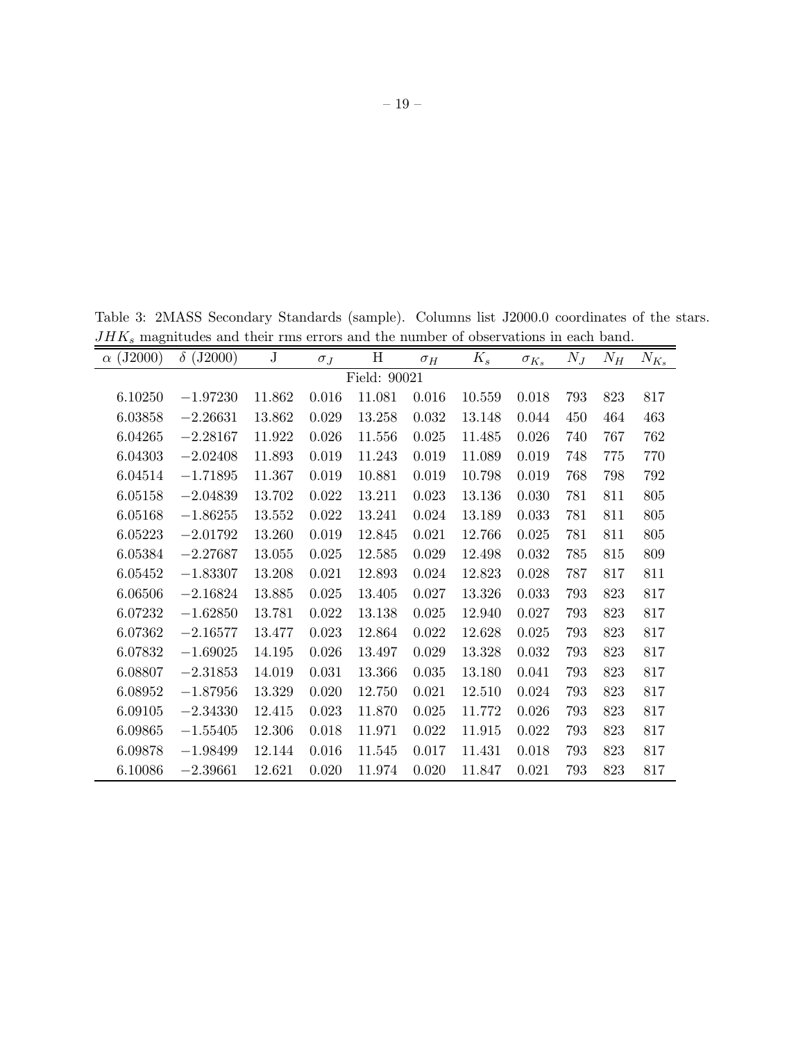Table 3: 2MASS Secondary Standards (sample). Columns list J2000.0 coordinates of the stars. $JHK_s$ magnitudes and their rms errors and the number of observations in each band.

| $\alpha$ (J2000) | $\delta$ (J2000) | J | $\sigma_J$ | H | $\sigma_H$ | $K_s$ | $\sigma_{K_s}$ | $N_J$ | $N_H$ | $N_{K_s}$ |
|---|---|---|---|---|---|---|---|---|---|---|
| | | | | Field: 90021 | | | | | | |
| 6.10250 | −1.97230 | 11.862 | 0.016 | 11.081 | 0.016 | 10.559 | 0.018 | 793 | 823 | 817 |
| 6.03858 | −2.26631 | 13.862 | 0.029 | 13.258 | 0.032 | 13.148 | 0.044 | 450 | 464 | 463 |
| 6.04265 | −2.28167 | 11.922 | 0.026 | 11.556 | 0.025 | 11.485 | 0.026 | 740 | 767 | 762 |
| 6.04303 | −2.02408 | 11.893 | 0.019 | 11.243 | 0.019 | 11.089 | 0.019 | 748 | 775 | 770 |
| 6.04514 | −1.71895 | 11.367 | 0.019 | 10.881 | 0.019 | 10.798 | 0.019 | 768 | 798 | 792 |
| 6.05158 | −2.04839 | 13.702 | 0.022 | 13.211 | 0.023 | 13.136 | 0.030 | 781 | 811 | 805 |
| 6.05168 | −1.86255 | 13.552 | 0.022 | 13.241 | 0.024 | 13.189 | 0.033 | 781 | 811 | 805 |
| 6.05223 | −2.01792 | 13.260 | 0.019 | 12.845 | 0.021 | 12.766 | 0.025 | 781 | 811 | 805 |
| 6.05384 | −2.27687 | 13.055 | 0.025 | 12.585 | 0.029 | 12.498 | 0.032 | 785 | 815 | 809 |
| 6.05452 | −1.83307 | 13.208 | 0.021 | 12.893 | 0.024 | 12.823 | 0.028 | 787 | 817 | 811 |
| 6.06506 | −2.16824 | 13.885 | 0.025 | 13.405 | 0.027 | 13.326 | 0.033 | 793 | 823 | 817 |
| 6.07232 | −1.62850 | 13.781 | 0.022 | 13.138 | 0.025 | 12.940 | 0.027 | 793 | 823 | 817 |
| 6.07362 | −2.16577 | 13.477 | 0.023 | 12.864 | 0.022 | 12.628 | 0.025 | 793 | 823 | 817 |
| 6.07832 | −1.69025 | 14.195 | 0.026 | 13.497 | 0.029 | 13.328 | 0.032 | 793 | 823 | 817 |
| 6.08807 | −2.31853 | 14.019 | 0.031 | 13.366 | 0.035 | 13.180 | 0.041 | 793 | 823 | 817 |
| 6.08952 | −1.87956 | 13.329 | 0.020 | 12.750 | 0.021 | 12.510 | 0.024 | 793 | 823 | 817 |
| 6.09105 | −2.34330 | 12.415 | 0.023 | 11.870 | 0.025 | 11.772 | 0.026 | 793 | 823 | 817 |
| 6.09865 | −1.55405 | 12.306 | 0.018 | 11.971 | 0.022 | 11.915 | 0.022 | 793 | 823 | 817 |
| 6.09878 | −1.98499 | 12.144 | 0.016 | 11.545 | 0.017 | 11.431 | 0.018 | 793 | 823 | 817 |
| 6.10086 | −2.39661 | 12.621 | 0.020 | 11.974 | 0.020 | 11.847 | 0.021 | 793 | 823 | 817 |